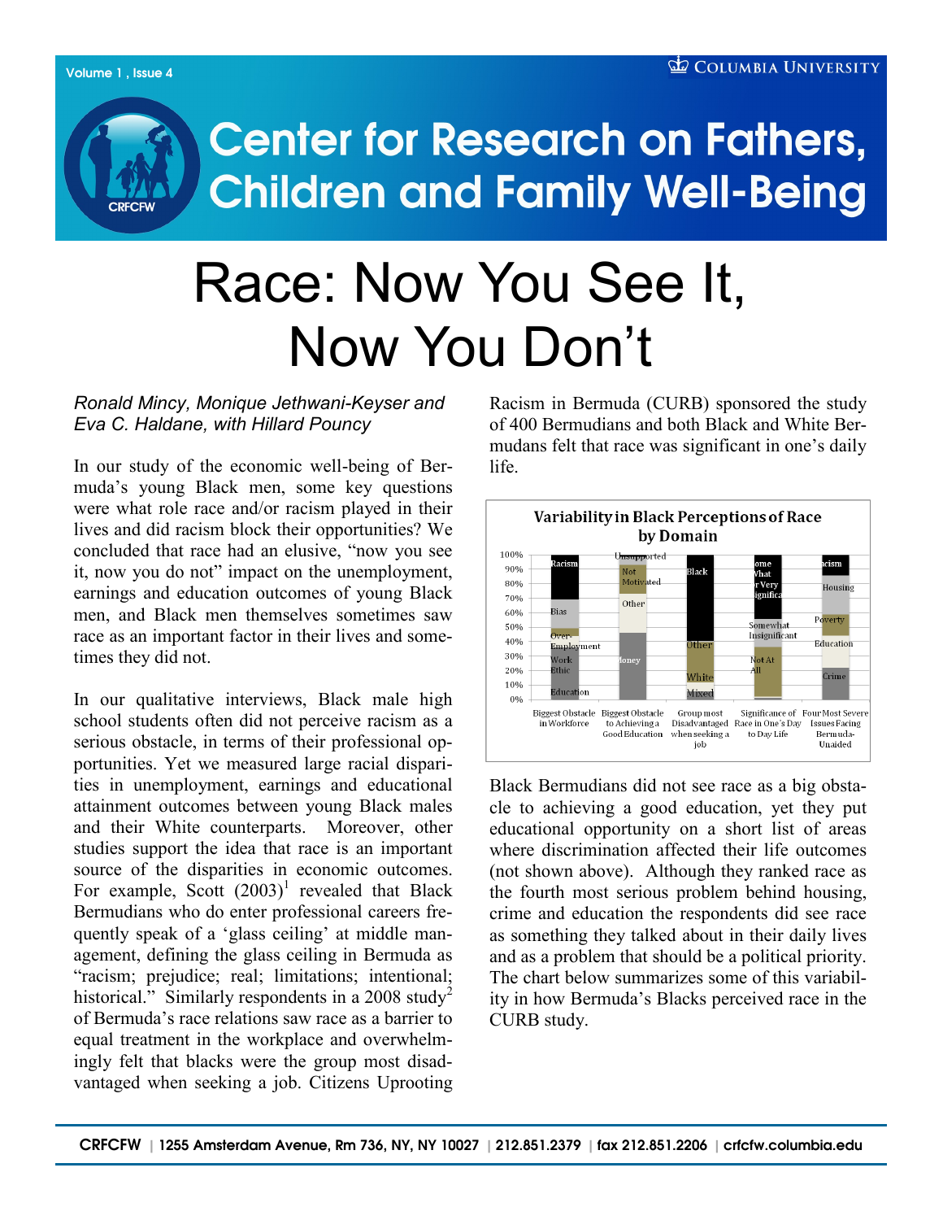# Center for Research on Fathers, Children and Family Well-Being

# Race: Now You See It, Now You Don't

*Ronald Mincy, Monique Jethwani-Keyser and Eva C. Haldane, with Hillard Pouncy*

In our study of the economic well-being of Bermuda's young Black men, some key questions were what role race and/or racism played in their lives and did racism block their opportunities? We concluded that race had an elusive, "now you see it, now you do not" impact on the unemployment, earnings and education outcomes of young Black men, and Black men themselves sometimes saw race as an important factor in their lives and sometimes they did not.

In our qualitative interviews, Black male high school students often did not perceive racism as a serious obstacle, in terms of their professional opportunities. Yet we measured large racial disparities in unemployment, earnings and educational attainment outcomes between young Black males and their White counterparts. Moreover, other studies support the idea that race is an important source of the disparities in economic outcomes. For example, Scott (2003)[1] revealed that Black Bermudians who do enter professional careers frequently speak of a 'glass ceiling' at middle management, defining the glass ceiling in Bermuda as "racism; prejudice; real; limitations; intentional; historical." Similarly respondents in a 2008 study[2] of Bermuda's race relations saw race as a barrier to equal treatment in the workplace and overwhelmingly felt that blacks were the group most disadvantaged when seeking a job. Citizens Uprooting Racism in Bermuda (CURB) sponsored the study of 400 Bermudians and both Black and White Bermudans felt that race was significant in one's daily life.

**Variability in Black Perceptions of Race by Domain**

| Domain | Categories shown (bottom to top) |
|---|---|
| Biggest Obstacle in Workforce | Education, Work Ethic, Over-Employment, Bias, Racism |
| Biggest Obstacle to Achieving a Good Education | Money, Other, Not Motivated, Unsupported |
| Group most Disadvantaged when seeking a job | Mixed, White, Other, Black |
| Significance of Race in One's Day to Day Life | Not At All, Somewhat Insignificant, Some What or Very Significant |
| Four Most Severe Issues Facing Bermuda-Unaided | Crime, Education, Poverty, Housing, Racism |

Black Bermudians did not see race as a big obstacle to achieving a good education, yet they put educational opportunity on a short list of areas where discrimination affected their life outcomes (not shown above). Although they ranked race as the fourth most serious problem behind housing, crime and education the respondents did see race as something they talked about in their daily lives and as a problem that should be a political priority. The chart below summarizes some of this variability in how Bermuda's Blacks perceived race in the CURB study.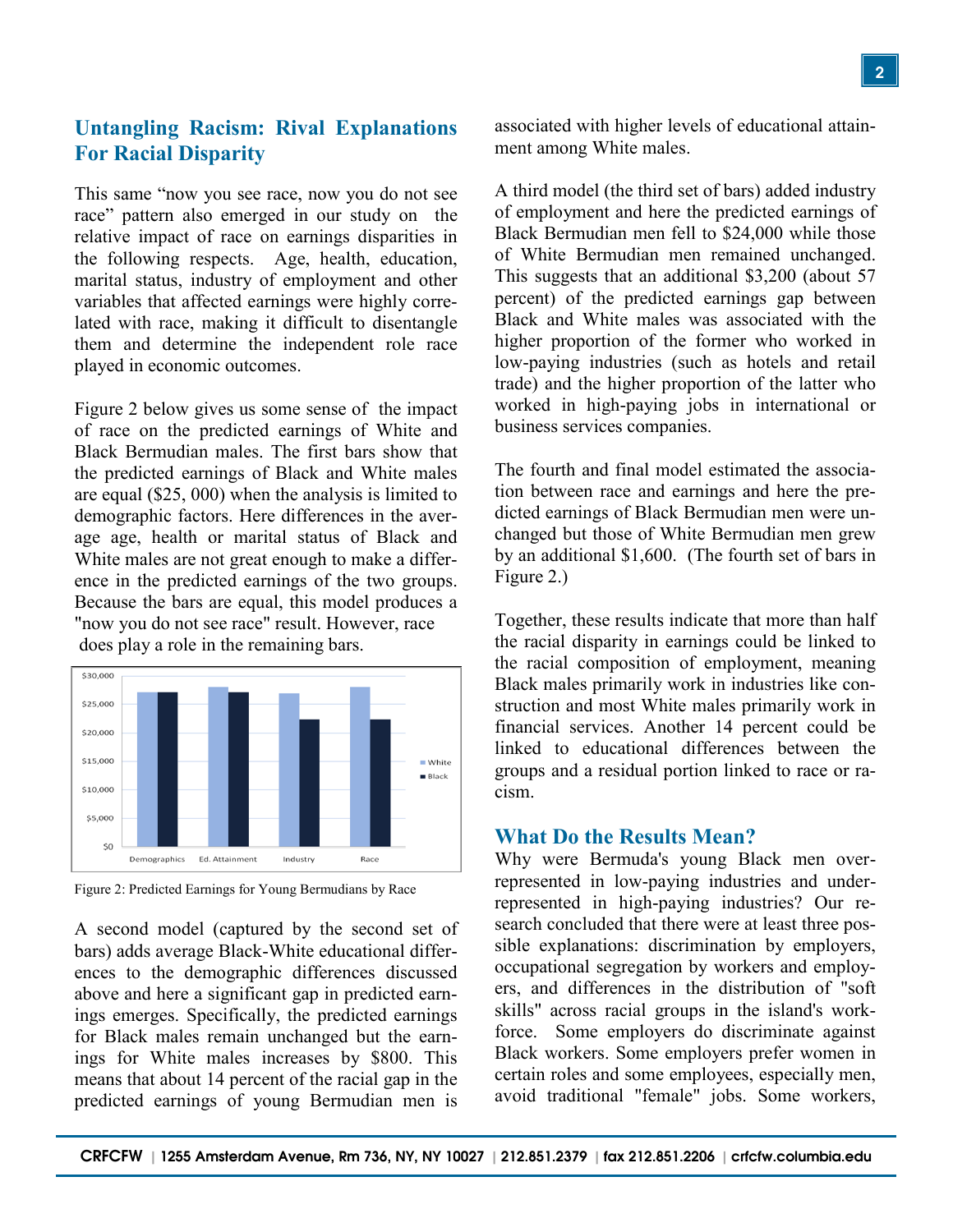## Untangling Racism: Rival Explanations For Racial Disparity

This same "now you see race, now you do not see race" pattern also emerged in our study on the relative impact of race on earnings disparities in the following respects. Age, health, education, marital status, industry of employment and other variables that affected earnings were highly correlated with race, making it difficult to disentangle them and determine the independent role race played in economic outcomes.

Figure 2 below gives us some sense of the impact of race on the predicted earnings of White and Black Bermudian males. The first bars show that the predicted earnings of Black and White males are equal ($25, 000) when the analysis is limited to demographic factors. Here differences in the average age, health or marital status of Black and White males are not great enough to make a difference in the predicted earnings of the two groups. Because the bars are equal, this model produces a "now you do not see race" result. However, race does play a role in the remaining bars.

Figure 2: Predicted Earnings for Young Bermudians by Race

A second model (captured by the second set of bars) adds average Black-White educational differences to the demographic differences discussed above and here a significant gap in predicted earnings emerges. Specifically, the predicted earnings for Black males remain unchanged but the earnings for White males increases by $800. This means that about 14 percent of the racial gap in the predicted earnings of young Bermudian men is associated with higher levels of educational attainment among White males.

A third model (the third set of bars) added industry of employment and here the predicted earnings of Black Bermudian men fell to $24,000 while those of White Bermudian men remained unchanged. This suggests that an additional $3,200 (about 57 percent) of the predicted earnings gap between Black and White males was associated with the higher proportion of the former who worked in low-paying industries (such as hotels and retail trade) and the higher proportion of the latter who worked in high-paying jobs in international or business services companies.

The fourth and final model estimated the association between race and earnings and here the predicted earnings of Black Bermudian men were unchanged but those of White Bermudian men grew by an additional $1,600. (The fourth set of bars in Figure 2.)

Together, these results indicate that more than half the racial disparity in earnings could be linked to the racial composition of employment, meaning Black males primarily work in industries like construction and most White males primarily work in financial services. Another 14 percent could be linked to educational differences between the groups and a residual portion linked to race or racism.

## What Do the Results Mean?

Why were Bermuda's young Black men over-represented in low-paying industries and under-represented in high-paying industries? Our research concluded that there were at least three possible explanations: discrimination by employers, occupational segregation by workers and employers, and differences in the distribution of "soft skills" across racial groups in the island's workforce. Some employers do discriminate against Black workers. Some employers prefer women in certain roles and some employees, especially men, avoid traditional "female" jobs. Some workers,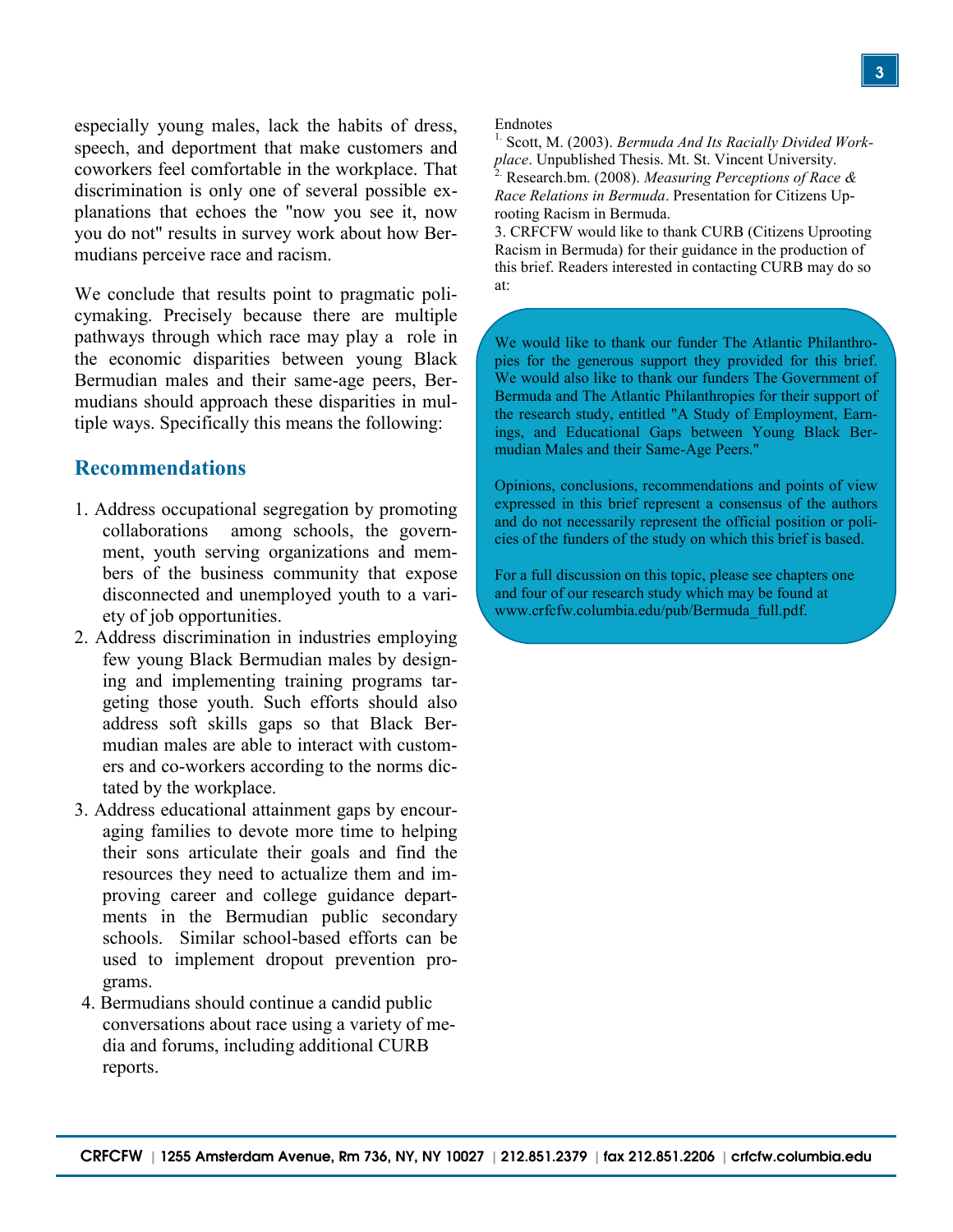especially young males, lack the habits of dress, speech, and deportment that make customers and coworkers feel comfortable in the workplace. That discrimination is only one of several possible explanations that echoes the "now you see it, now you do not" results in survey work about how Bermudians perceive race and racism.

We conclude that results point to pragmatic policymaking. Precisely because there are multiple pathways through which race may play a role in the economic disparities between young Black Bermudian males and their same-age peers, Bermudians should approach these disparities in multiple ways. Specifically this means the following:

## Recommendations

1. Address occupational segregation by promoting collaborations among schools, the government, youth serving organizations and members of the business community that expose disconnected and unemployed youth to a variety of job opportunities.
2. Address discrimination in industries employing few young Black Bermudian males by designing and implementing training programs targeting those youth. Such efforts should also address soft skills gaps so that Black Bermudian males are able to interact with customers and co-workers according to the norms dictated by the workplace.
3. Address educational attainment gaps by encouraging families to devote more time to helping their sons articulate their goals and find the resources they need to actualize them and improving career and college guidance departments in the Bermudian public secondary schools. Similar school-based efforts can be used to implement dropout prevention programs.
4. Bermudians should continue a candid public conversations about race using a variety of media and forums, including additional CURB reports.

Endnotes

[1.] Scott, M. (2003). *Bermuda And Its Racially Divided Workplace*. Unpublished Thesis. Mt. St. Vincent University.

[2.] Research.bm. (2008). *Measuring Perceptions of Race & Race Relations in Bermuda*. Presentation for Citizens Uprooting Racism in Bermuda.

3. CRFCFW would like to thank CURB (Citizens Uprooting Racism in Bermuda) for their guidance in the production of this brief. Readers interested in contacting CURB may do so at:

We would like to thank our funder The Atlantic Philanthropies for the generous support they provided for this brief. We would also like to thank our funders The Government of Bermuda and The Atlantic Philanthropies for their support of the research study, entitled "A Study of Employment, Earnings, and Educational Gaps between Young Black Bermudian Males and their Same-Age Peers."

Opinions, conclusions, recommendations and points of view expressed in this brief represent a consensus of the authors and do not necessarily represent the official position or policies of the funders of the study on which this brief is based.

For a full discussion on this topic, please see chapters one and four of our research study which may be found at www.crfcfw.columbia.edu/pub/Bermuda_full.pdf.